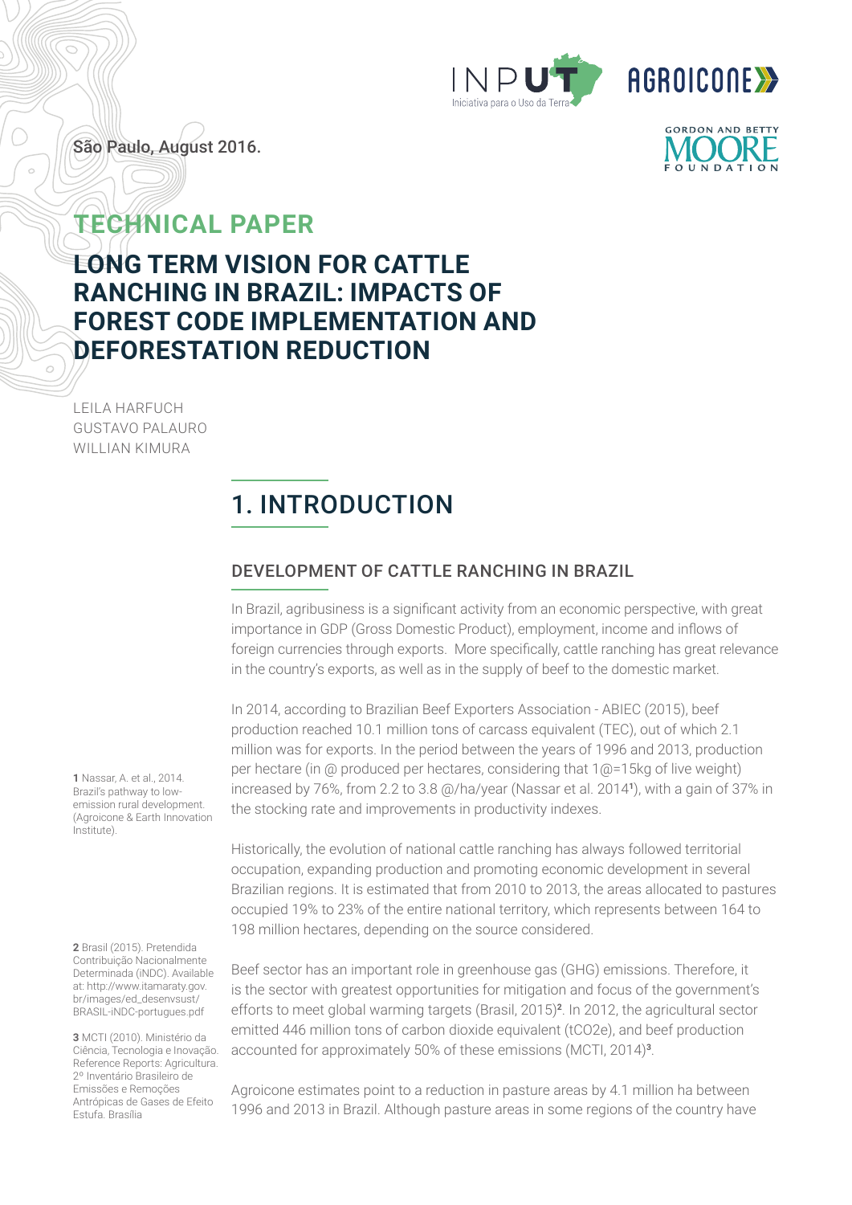São Paulo, August 2016.

# TECHNICAL PAPER

# LONG TERM VISION FOR CATTLE RANCHING IN BRAZIL: IMPACTS OF FOREST CODE IMPLEMENTATION AND DEFORESTATION REDUCTION

LEILA HARFUCH
GUSTAVO PALAURO
WILLIAN KIMURA

## 1. INTRODUCTION

### DEVELOPMENT OF CATTLE RANCHING IN BRAZIL

In Brazil, agribusiness is a significant activity from an economic perspective, with great importance in GDP (Gross Domestic Product), employment, income and inflows of foreign currencies through exports. More specifically, cattle ranching has great relevance in the country's exports, as well as in the supply of beef to the domestic market.

In 2014, according to Brazilian Beef Exporters Association - ABIEC (2015), beef production reached 10.1 million tons of carcass equivalent (TEC), out of which 2.1 million was for exports. In the period between the years of 1996 and 2013, production per hectare (in @ produced per hectares, considering that 1@=15kg of live weight) increased by 76%, from 2.2 to 3.8 @/ha/year (Nassar et al. 2014[1]), with a gain of 37% in the stocking rate and improvements in productivity indexes.

Historically, the evolution of national cattle ranching has always followed territorial occupation, expanding production and promoting economic development in several Brazilian regions. It is estimated that from 2010 to 2013, the areas allocated to pastures occupied 19% to 23% of the entire national territory, which represents between 164 to 198 million hectares, depending on the source considered.

Beef sector has an important role in greenhouse gas (GHG) emissions. Therefore, it is the sector with greatest opportunities for mitigation and focus of the government's efforts to meet global warming targets (Brasil, 2015)[2]. In 2012, the agricultural sector emitted 446 million tons of carbon dioxide equivalent ($tCO_2e$), and beef production accounted for approximately 50% of these emissions (MCTI, 2014)[3].

Agroicone estimates point to a reduction in pasture areas by 4.1 million ha between 1996 and 2013 in Brazil. Although pasture areas in some regions of the country have

**1** Nassar, A. et al., 2014. Brazil's pathway to low-emission rural development. (Agroicone & Earth Innovation Institute).

**2** Brasil (2015). Pretendida Contribuição Nacionalmente Determinada (iNDC). Available at: http://www.itamaraty.gov.br/images/ed_desenvsust/BRASIL-iNDC-portugues.pdf

**3** MCTI (2010). Ministério da Ciência, Tecnologia e Inovação. Reference Reports: Agricultura. 2º Inventário Brasileiro de Emissões e Remoções Antrópicas de Gases de Efeito Estufa. Brasília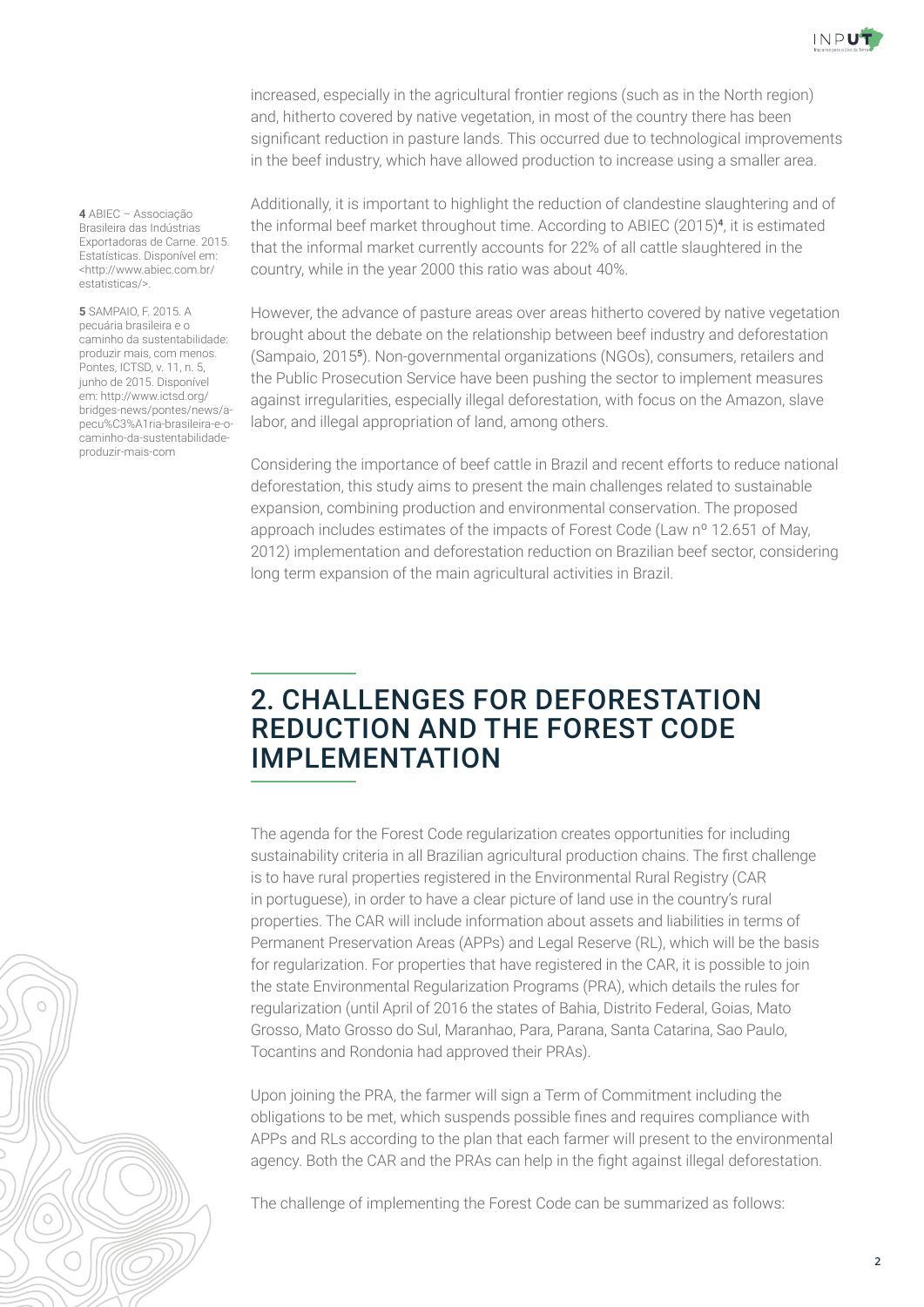increased, especially in the agricultural frontier regions (such as in the North region) and, hitherto covered by native vegetation, in most of the country there has been significant reduction in pasture lands. This occurred due to technological improvements in the beef industry, which have allowed production to increase using a smaller area.

Additionally, it is important to highlight the reduction of clandestine slaughtering and of the informal beef market throughout time. According to ABIEC (2015)[4], it is estimated that the informal market currently accounts for 22% of all cattle slaughtered in the country, while in the year 2000 this ratio was about 40%.

However, the advance of pasture areas over areas hitherto covered by native vegetation brought about the debate on the relationship between beef industry and deforestation (Sampaio, 2015[5]). Non-governmental organizations (NGOs), consumers, retailers and the Public Prosecution Service have been pushing the sector to implement measures against irregularities, especially illegal deforestation, with focus on the Amazon, slave labor, and illegal appropriation of land, among others.

Considering the importance of beef cattle in Brazil and recent efforts to reduce national deforestation, this study aims to present the main challenges related to sustainable expansion, combining production and environmental conservation. The proposed approach includes estimates of the impacts of Forest Code (Law nº 12.651 of May, 2012) implementation and deforestation reduction on Brazilian beef sector, considering long term expansion of the main agricultural activities in Brazil.

**4** ABIEC – Associação Brasileira das Indústrias Exportadoras de Carne. 2015. Estatísticas. Disponível em: <http://www.abiec.com.br/estatisticas/>.

**5** SAMPAIO, F. 2015. A pecuária brasileira e o caminho da sustentabilidade: produzir mais, com menos. Pontes, ICTSD, v. 11, n. 5, junho de 2015. Disponível em: http://www.ictsd.org/bridges-news/pontes/news/a-pecu%C3%A1ria-brasileira-e-o-caminho-da-sustentabilidade-produzir-mais-com

## 2. CHALLENGES FOR DEFORESTATION REDUCTION AND THE FOREST CODE IMPLEMENTATION

The agenda for the Forest Code regularization creates opportunities for including sustainability criteria in all Brazilian agricultural production chains. The first challenge is to have rural properties registered in the Environmental Rural Registry (CAR in portuguese), in order to have a clear picture of land use in the country's rural properties. The CAR will include information about assets and liabilities in terms of Permanent Preservation Areas (APPs) and Legal Reserve (RL), which will be the basis for regularization. For properties that have registered in the CAR, it is possible to join the state Environmental Regularization Programs (PRA), which details the rules for regularization (until April of 2016 the states of Bahia, Distrito Federal, Goias, Mato Grosso, Mato Grosso do Sul, Maranhao, Para, Parana, Santa Catarina, Sao Paulo, Tocantins and Rondonia had approved their PRAs).

Upon joining the PRA, the farmer will sign a Term of Commitment including the obligations to be met, which suspends possible fines and requires compliance with APPs and RLs according to the plan that each farmer will present to the environmental agency. Both the CAR and the PRAs can help in the fight against illegal deforestation.

The challenge of implementing the Forest Code can be summarized as follows: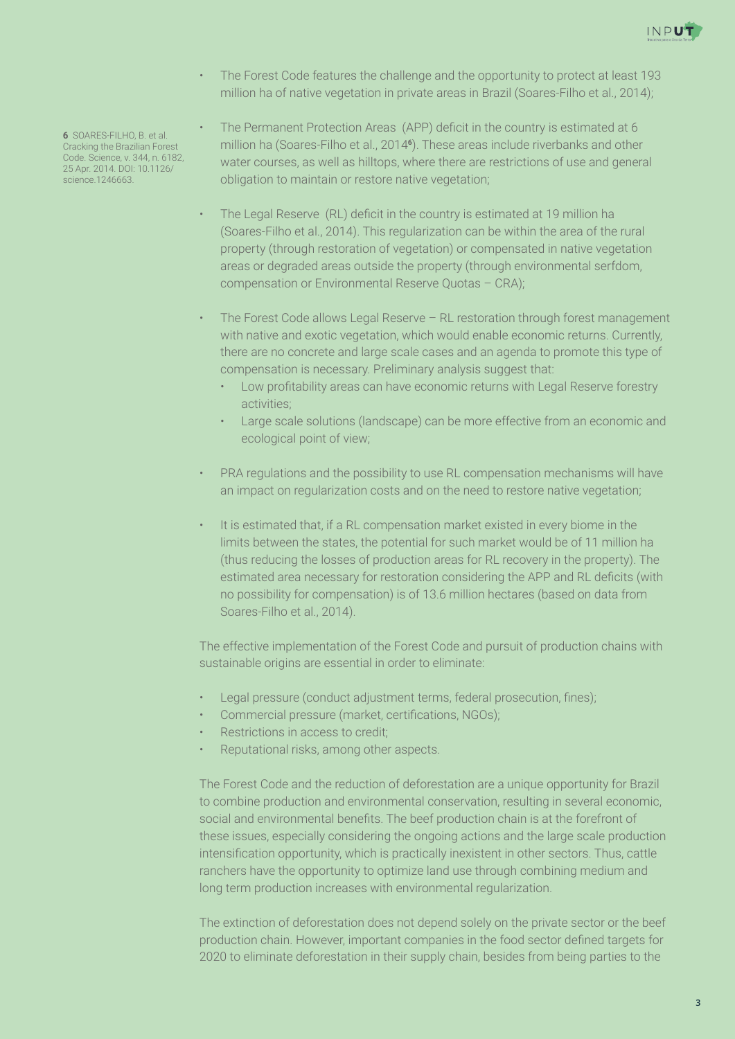- The Forest Code features the challenge and the opportunity to protect at least 193 million ha of native vegetation in private areas in Brazil (Soares-Filho et al., 2014);

- The Permanent Protection Areas (APP) deficit in the country is estimated at 6 million ha (Soares-Filho et al., 2014[6]). These areas include riverbanks and other water courses, as well as hilltops, where there are restrictions of use and general obligation to maintain or restore native vegetation;

- The Legal Reserve (RL) deficit in the country is estimated at 19 million ha (Soares-Filho et al., 2014). This regularization can be within the area of the rural property (through restoration of vegetation) or compensated in native vegetation areas or degraded areas outside the property (through environmental serfdom, compensation or Environmental Reserve Quotas – CRA);

- The Forest Code allows Legal Reserve – RL restoration through forest management with native and exotic vegetation, which would enable economic returns. Currently, there are no concrete and large scale cases and an agenda to promote this type of compensation is necessary. Preliminary analysis suggest that:
  - Low profitability areas can have economic returns with Legal Reserve forestry activities;
  - Large scale solutions (landscape) can be more effective from an economic and ecological point of view;

- PRA regulations and the possibility to use RL compensation mechanisms will have an impact on regularization costs and on the need to restore native vegetation;

- It is estimated that, if a RL compensation market existed in every biome in the limits between the states, the potential for such market would be of 11 million ha (thus reducing the losses of production areas for RL recovery in the property). The estimated area necessary for restoration considering the APP and RL deficits (with no possibility for compensation) is of 13.6 million hectares (based on data from Soares-Filho et al., 2014).

The effective implementation of the Forest Code and pursuit of production chains with sustainable origins are essential in order to eliminate:

- Legal pressure (conduct adjustment terms, federal prosecution, fines);
- Commercial pressure (market, certifications, NGOs);
- Restrictions in access to credit;
- Reputational risks, among other aspects.

The Forest Code and the reduction of deforestation are a unique opportunity for Brazil to combine production and environmental conservation, resulting in several economic, social and environmental benefits. The beef production chain is at the forefront of these issues, especially considering the ongoing actions and the large scale production intensification opportunity, which is practically inexistent in other sectors. Thus, cattle ranchers have the opportunity to optimize land use through combining medium and long term production increases with environmental regularization.

The extinction of deforestation does not depend solely on the private sector or the beef production chain. However, important companies in the food sector defined targets for 2020 to eliminate deforestation in their supply chain, besides from being parties to the

[6] SOARES-FILHO, B. et al. Cracking the Brazilian Forest Code. Science, v. 344, n. 6182, 25 Apr. 2014. DOI: 10.1126/science.1246663.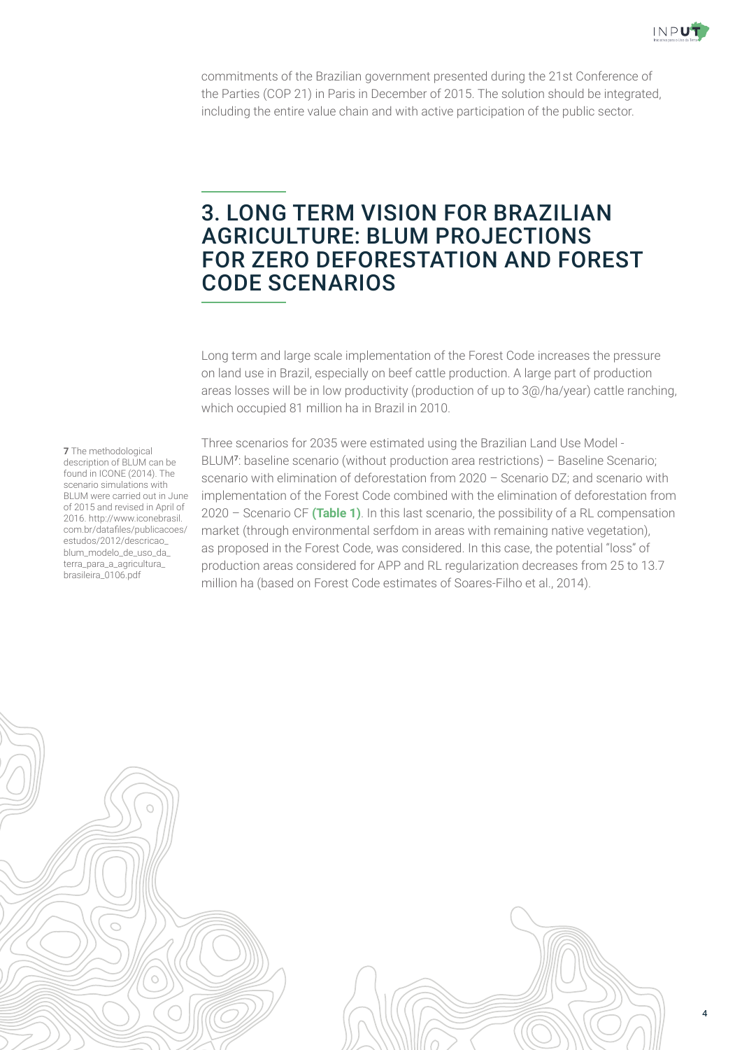commitments of the Brazilian government presented during the 21st Conference of the Parties (COP 21) in Paris in December of 2015. The solution should be integrated, including the entire value chain and with active participation of the public sector.

## 3. LONG TERM VISION FOR BRAZILIAN AGRICULTURE: BLUM PROJECTIONS FOR ZERO DEFORESTATION AND FOREST CODE SCENARIOS

Long term and large scale implementation of the Forest Code increases the pressure on land use in Brazil, especially on beef cattle production. A large part of production areas losses will be in low productivity (production of up to 3@/ha/year) cattle ranching, which occupied 81 million ha in Brazil in 2010.

Three scenarios for 2035 were estimated using the Brazilian Land Use Model - BLUM[7]: baseline scenario (without production area restrictions) – Baseline Scenario; scenario with elimination of deforestation from 2020 – Scenario DZ; and scenario with implementation of the Forest Code combined with the elimination of deforestation from 2020 – Scenario CF **(Table 1)**. In this last scenario, the possibility of a RL compensation market (through environmental serfdom in areas with remaining native vegetation), as proposed in the Forest Code, was considered. In this case, the potential "loss" of production areas considered for APP and RL regularization decreases from 25 to 13.7 million ha (based on Forest Code estimates of Soares-Filho et al., 2014).

**7** The methodological description of BLUM can be found in ICONE (2014). The scenario simulations with BLUM were carried out in June of 2015 and revised in April of 2016. http://www.iconebrasil.com.br/datafiles/publicacoes/estudos/2012/descricao_blum_modelo_de_uso_da_terra_para_a_agricultura_brasileira_0106.pdf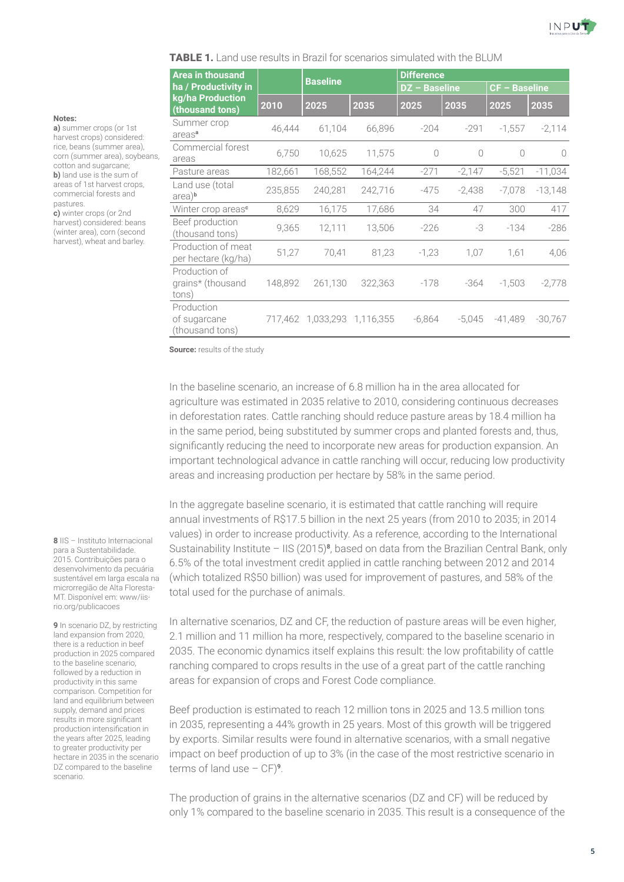**TABLE 1.** Land use results in Brazil for scenarios simulated with the BLUM

| Area in thousand ha / Productivity in kg/ha Production (thousand tons) | | Baseline | | Difference | | | |
|---|---|---|---|---|---|---|---|
| | | | | DZ – Baseline | | CF – Baseline | |
| | 2010 | 2025 | 2035 | 2025 | 2035 | 2025 | 2035 |
| Summer crop areas[a] | 46,444 | 61,104 | 66,896 | -204 | -291 | -1,557 | -2,114 |
| Commercial forest areas | 6,750 | 10,625 | 11,575 | 0 | 0 | 0 | 0 |
| Pasture areas | 182,661 | 168,552 | 164,244 | -271 | -2,147 | -5,521 | -11,034 |
| Land use (total area)[b] | 235,855 | 240,281 | 242,716 | -475 | -2,438 | -7,078 | -13,148 |
| Winter crop areas[c] | 8,629 | 16,175 | 17,686 | 34 | 47 | 300 | 417 |
| Beef production (thousand tons) | 9,365 | 12,111 | 13,506 | -226 | -3 | -134 | -286 |
| Production of meat per hectare (kg/ha) | 51,27 | 70,41 | 81,23 | -1,23 | 1,07 | 1,61 | 4,06 |
| Production of grains* (thousand tons) | 148,892 | 261,130 | 322,363 | -178 | -364 | -1,503 | -2,778 |
| Production of sugarcane (thousand tons) | 717,462 | 1,033,293 | 1,116,355 | -6,864 | -5,045 | -41,489 | -30,767 |

**Source:** results of the study

**Notes:**
**a)** summer crops (or 1st harvest crops) considered: rice, beans (summer area), corn (summer area), soybeans, cotton and sugarcane;
**b)** land use is the sum of areas of 1st harvest crops, commercial forests and pastures.
**c)** winter crops (or 2nd harvest) considered: beans (winter area), corn (second harvest), wheat and barley.

In the baseline scenario, an increase of 6.8 million ha in the area allocated for agriculture was estimated in 2035 relative to 2010, considering continuous decreases in deforestation rates. Cattle ranching should reduce pasture areas by 18.4 million ha in the same period, being substituted by summer crops and planted forests and, thus, significantly reducing the need to incorporate new areas for production expansion. An important technological advance in cattle ranching will occur, reducing low productivity areas and increasing production per hectare by 58% in the same period.

In the aggregate baseline scenario, it is estimated that cattle ranching will require annual investments of R$17.5 billion in the next 25 years (from 2010 to 2035; in 2014 values) in order to increase productivity. As a reference, according to the International Sustainability Institute – IIS (2015)[8], based on data from the Brazilian Central Bank, only 6.5% of the total investment credit applied in cattle ranching between 2012 and 2014 (which totalized R$50 billion) was used for improvement of pastures, and 58% of the total used for the purchase of animals.

In alternative scenarios, DZ and CF, the reduction of pasture areas will be even higher, 2.1 million and 11 million ha more, respectively, compared to the baseline scenario in 2035. The economic dynamics itself explains this result: the low profitability of cattle ranching compared to crops results in the use of a great part of the cattle ranching areas for expansion of crops and Forest Code compliance.

Beef production is estimated to reach 12 million tons in 2025 and 13.5 million tons in 2035, representing a 44% growth in 25 years. Most of this growth will be triggered by exports. Similar results were found in alternative scenarios, with a small negative impact on beef production of up to 3% (in the case of the most restrictive scenario in terms of land use – CF)[9].

The production of grains in the alternative scenarios (DZ and CF) will be reduced by only 1% compared to the baseline scenario in 2035. This result is a consequence of the

[8] IIS – Instituto Internacional para a Sustentabilidade. 2015. Contribuições para o desenvolvimento da pecuária sustentável em larga escala na microrregião de Alta Floresta-MT. Disponível em: www/iis-rio.org/publicacoes

[9] In scenario DZ, by restricting land expansion from 2020, there is a reduction in beef production in 2025 compared to the baseline scenario, followed by a reduction in productivity in this same comparison. Competition for land and equilibrium between supply, demand and prices results in more significant production intensification in the years after 2025, leading to greater productivity per hectare in 2035 in the scenario DZ compared to the baseline scenario.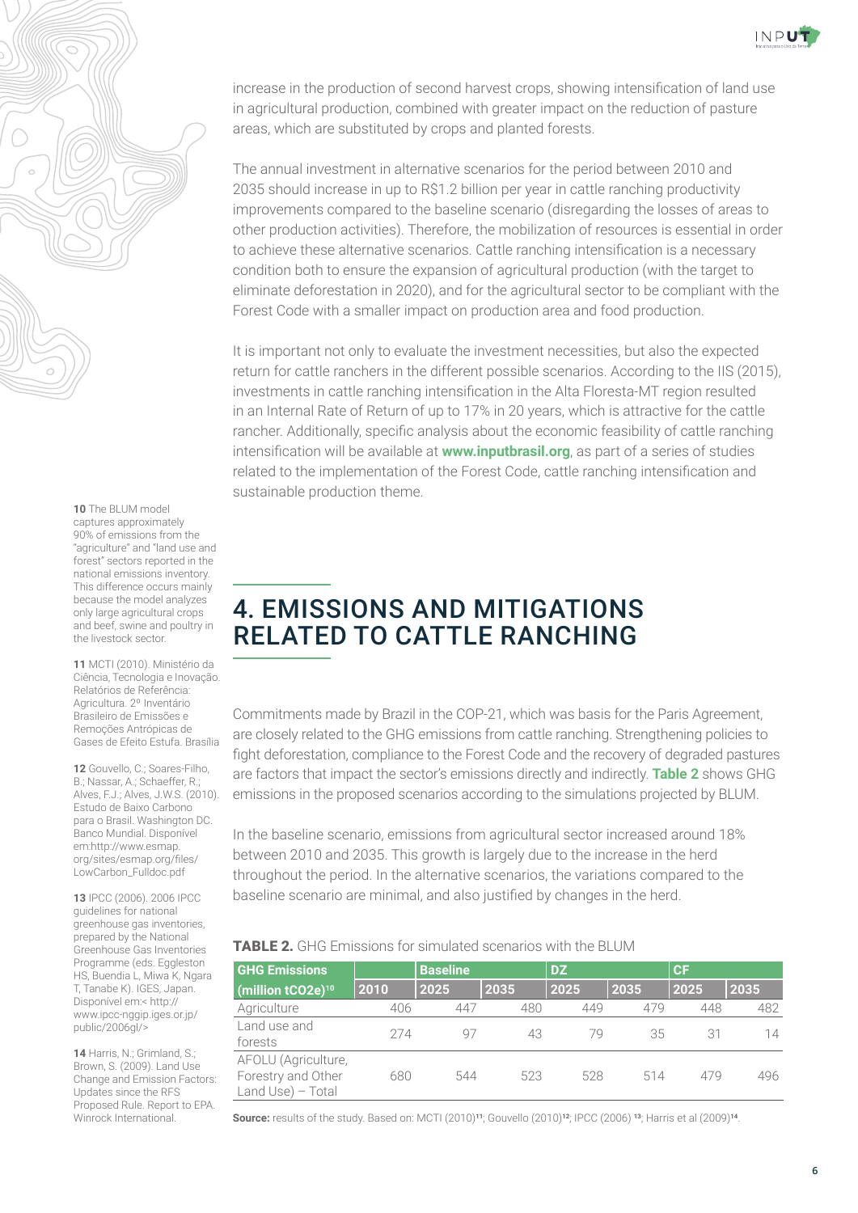increase in the production of second harvest crops, showing intensification of land use in agricultural production, combined with greater impact on the reduction of pasture areas, which are substituted by crops and planted forests.

The annual investment in alternative scenarios for the period between 2010 and 2035 should increase in up to R$1.2 billion per year in cattle ranching productivity improvements compared to the baseline scenario (disregarding the losses of areas to other production activities). Therefore, the mobilization of resources is essential in order to achieve these alternative scenarios. Cattle ranching intensification is a necessary condition both to ensure the expansion of agricultural production (with the target to eliminate deforestation in 2020), and for the agricultural sector to be compliant with the Forest Code with a smaller impact on production area and food production.

It is important not only to evaluate the investment necessities, but also the expected return for cattle ranchers in the different possible scenarios. According to the IIS (2015), investments in cattle ranching intensification in the Alta Floresta-MT region resulted in an Internal Rate of Return of up to 17% in 20 years, which is attractive for the cattle rancher. Additionally, specific analysis about the economic feasibility of cattle ranching intensification will be available at **www.inputbrasil.org**, as part of a series of studies related to the implementation of the Forest Code, cattle ranching intensification and sustainable production theme.

## 4. EMISSIONS AND MITIGATIONS RELATED TO CATTLE RANCHING

Commitments made by Brazil in the COP-21, which was basis for the Paris Agreement, are closely related to the GHG emissions from cattle ranching. Strengthening policies to fight deforestation, compliance to the Forest Code and the recovery of degraded pastures are factors that impact the sector's emissions directly and indirectly. **Table 2** shows GHG emissions in the proposed scenarios according to the simulations projected by BLUM.

In the baseline scenario, emissions from agricultural sector increased around 18% between 2010 and 2035. This growth is largely due to the increase in the herd throughout the period. In the alternative scenarios, the variations compared to the baseline scenario are minimal, and also justified by changes in the herd.

**TABLE 2.** GHG Emissions for simulated scenarios with the BLUM

| GHG Emissions (million tCO2e)[10] | | Baseline | | DZ | | CF | |
|---|---|---|---|---|---|---|---|
| | 2010 | 2025 | 2035 | 2025 | 2035 | 2025 | 2035 |
| Agriculture | 406 | 447 | 480 | 449 | 479 | 448 | 482 |
| Land use and forests | 274 | 97 | 43 | 79 | 35 | 31 | 14 |
| AFOLU (Agriculture, Forestry and Other Land Use) – Total | 680 | 544 | 523 | 528 | 514 | 479 | 496 |

**Source:** results of the study. Based on: MCTI (2010)[11]; Gouvello (2010)[12]; IPCC (2006)[13]; Harris et al (2009)[14].

**10** The BLUM model captures approximately 90% of emissions from the "agriculture" and "land use and forest" sectors reported in the national emissions inventory. This difference occurs mainly because the model analyzes only large agricultural crops and beef, swine and poultry in the livestock sector.

**11** MCTI (2010). Ministério da Ciência, Tecnologia e Inovação. Relatórios de Referência: Agricultura. 2º Inventário Brasileiro de Emissões e Remoções Antrópicas de Gases de Efeito Estufa. Brasília

**12** Gouvello, C.; Soares-Filho, B.; Nassar, A.; Schaeffer, R.; Alves, F.J.; Alves, J.W.S. (2010). Estudo de Baixo Carbono para o Brasil. Washington DC. Banco Mundial. Disponível em:http://www.esmap.org/sites/esmap.org/files/LowCarbon_Fulldoc.pdf

**13** IPCC (2006). 2006 IPCC guidelines for national greenhouse gas inventories, prepared by the National Greenhouse Gas Inventories Programme (eds. Eggleston HS, Buendia L, Miwa K, Ngara T, Tanabe K). IGES, Japan. Disponível em:< http://www.ipcc-nggip.iges.or.jp/public/2006gl/>

**14** Harris, N.; Grimland, S.; Brown, S. (2009). Land Use Change and Emission Factors: Updates since the RFS Proposed Rule. Report to EPA. Winrock International.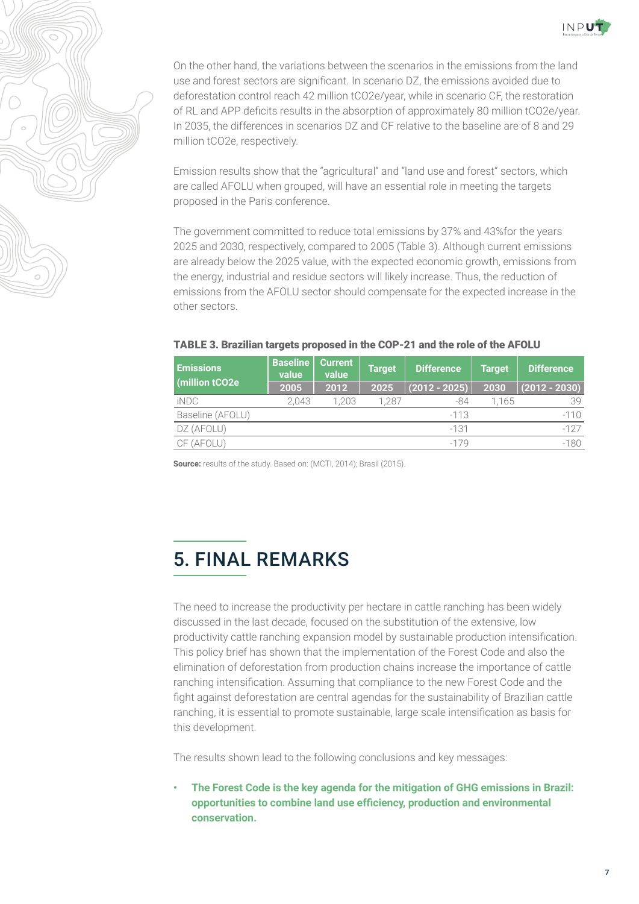On the other hand, the variations between the scenarios in the emissions from the land use and forest sectors are significant. In scenario DZ, the emissions avoided due to deforestation control reach 42 million tCO2e/year, while in scenario CF, the restoration of RL and APP deficits results in the absorption of approximately 80 million tCO2e/year. In 2035, the differences in scenarios DZ and CF relative to the baseline are of 8 and 29 million tCO2e, respectively.

Emission results show that the "agricultural" and "land use and forest" sectors, which are called AFOLU when grouped, will have an essential role in meeting the targets proposed in the Paris conference.

The government committed to reduce total emissions by 37% and 43%for the years 2025 and 2030, respectively, compared to 2005 (Table 3). Although current emissions are already below the 2025 value, with the expected economic growth, emissions from the energy, industrial and residue sectors will likely increase. Thus, the reduction of emissions from the AFOLU sector should compensate for the expected increase in the other sectors.

**TABLE 3. Brazilian targets proposed in the COP-21 and the role of the AFOLU**

| Emissions (million tCO2e | Baseline value | Current value | Target | Difference | Target | Difference |
|---|---|---|---|---|---|---|
| | 2005 | 2012 | 2025 | (2012 - 2025) | 2030 | (2012 - 2030) |
| iNDC | 2,043 | 1,203 | 1,287 | -84 | 1,165 | 39 |
| Baseline (AFOLU) | | | | -113 | | -110 |
| DZ (AFOLU) | | | | -131 | | -127 |
| CF (AFOLU) | | | | -179 | | -180 |

**Source:** results of the study. Based on: (MCTI, 2014); Brasil (2015).

## 5. FINAL REMARKS

The need to increase the productivity per hectare in cattle ranching has been widely discussed in the last decade, focused on the substitution of the extensive, low productivity cattle ranching expansion model by sustainable production intensification. This policy brief has shown that the implementation of the Forest Code and also the elimination of deforestation from production chains increase the importance of cattle ranching intensification. Assuming that compliance to the new Forest Code and the fight against deforestation are central agendas for the sustainability of Brazilian cattle ranching, it is essential to promote sustainable, large scale intensification as basis for this development.

The results shown lead to the following conclusions and key messages:

- **The Forest Code is the key agenda for the mitigation of GHG emissions in Brazil: opportunities to combine land use efficiency, production and environmental conservation.**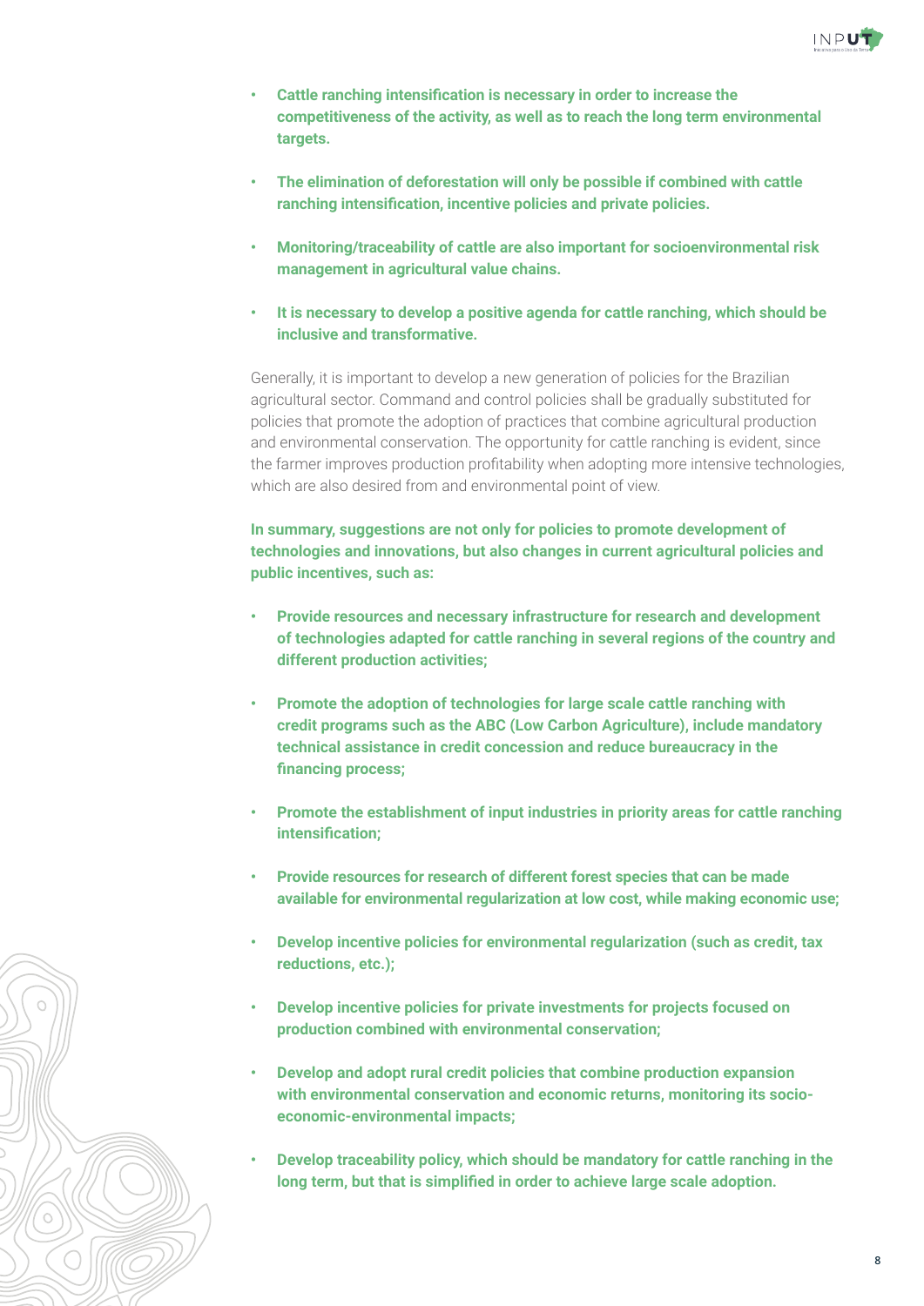- **Cattle ranching intensification is necessary in order to increase the competitiveness of the activity, as well as to reach the long term environmental targets.**

- **The elimination of deforestation will only be possible if combined with cattle ranching intensification, incentive policies and private policies.**

- **Monitoring/traceability of cattle are also important for socioenvironmental risk management in agricultural value chains.**

- **It is necessary to develop a positive agenda for cattle ranching, which should be inclusive and transformative.**

Generally, it is important to develop a new generation of policies for the Brazilian agricultural sector. Command and control policies shall be gradually substituted for policies that promote the adoption of practices that combine agricultural production and environmental conservation. The opportunity for cattle ranching is evident, since the farmer improves production profitability when adopting more intensive technologies, which are also desired from and environmental point of view.

**In summary, suggestions are not only for policies to promote development of technologies and innovations, but also changes in current agricultural policies and public incentives, such as:**

- **Provide resources and necessary infrastructure for research and development of technologies adapted for cattle ranching in several regions of the country and different production activities;**

- **Promote the adoption of technologies for large scale cattle ranching with credit programs such as the ABC (Low Carbon Agriculture), include mandatory technical assistance in credit concession and reduce bureaucracy in the financing process;**

- **Promote the establishment of input industries in priority areas for cattle ranching intensification;**

- **Provide resources for research of different forest species that can be made available for environmental regularization at low cost, while making economic use;**

- **Develop incentive policies for environmental regularization (such as credit, tax reductions, etc.);**

- **Develop incentive policies for private investments for projects focused on production combined with environmental conservation;**

- **Develop and adopt rural credit policies that combine production expansion with environmental conservation and economic returns, monitoring its socio-economic-environmental impacts;**

- **Develop traceability policy, which should be mandatory for cattle ranching in the long term, but that is simplified in order to achieve large scale adoption.**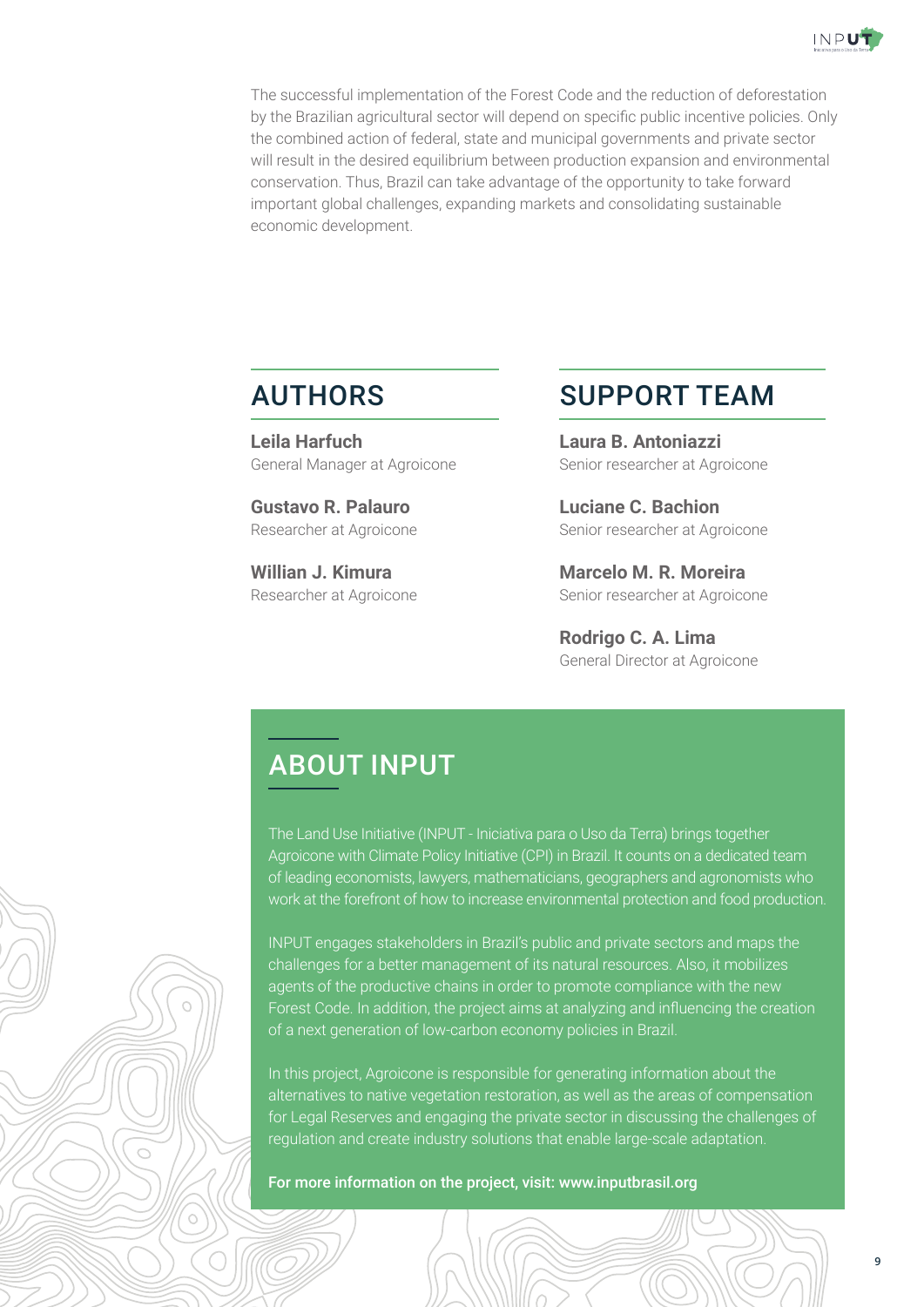The successful implementation of the Forest Code and the reduction of deforestation by the Brazilian agricultural sector will depend on specific public incentive policies. Only the combined action of federal, state and municipal governments and private sector will result in the desired equilibrium between production expansion and environmental conservation. Thus, Brazil can take advantage of the opportunity to take forward important global challenges, expanding markets and consolidating sustainable economic development.

## AUTHORS

**Leila Harfuch**
General Manager at Agroicone

**Gustavo R. Palauro**
Researcher at Agroicone

**Willian J. Kimura**
Researcher at Agroicone

## SUPPORT TEAM

**Laura B. Antoniazzi**
Senior researcher at Agroicone

**Luciane C. Bachion**
Senior researcher at Agroicone

**Marcelo M. R. Moreira**
Senior researcher at Agroicone

**Rodrigo C. A. Lima**
General Director at Agroicone

## ABOUT INPUT

The Land Use Initiative (INPUT - Iniciativa para o Uso da Terra) brings together Agroicone with Climate Policy Initiative (CPI) in Brazil. It counts on a dedicated team of leading economists, lawyers, mathematicians, geographers and agronomists who work at the forefront of how to increase environmental protection and food production.

INPUT engages stakeholders in Brazil's public and private sectors and maps the challenges for a better management of its natural resources. Also, it mobilizes agents of the productive chains in order to promote compliance with the new Forest Code. In addition, the project aims at analyzing and influencing the creation of a next generation of low-carbon economy policies in Brazil.

In this project, Agroicone is responsible for generating information about the alternatives to native vegetation restoration, as well as the areas of compensation for Legal Reserves and engaging the private sector in discussing the challenges of regulation and create industry solutions that enable large-scale adaptation.

**For more information on the project, visit: www.inputbrasil.org**